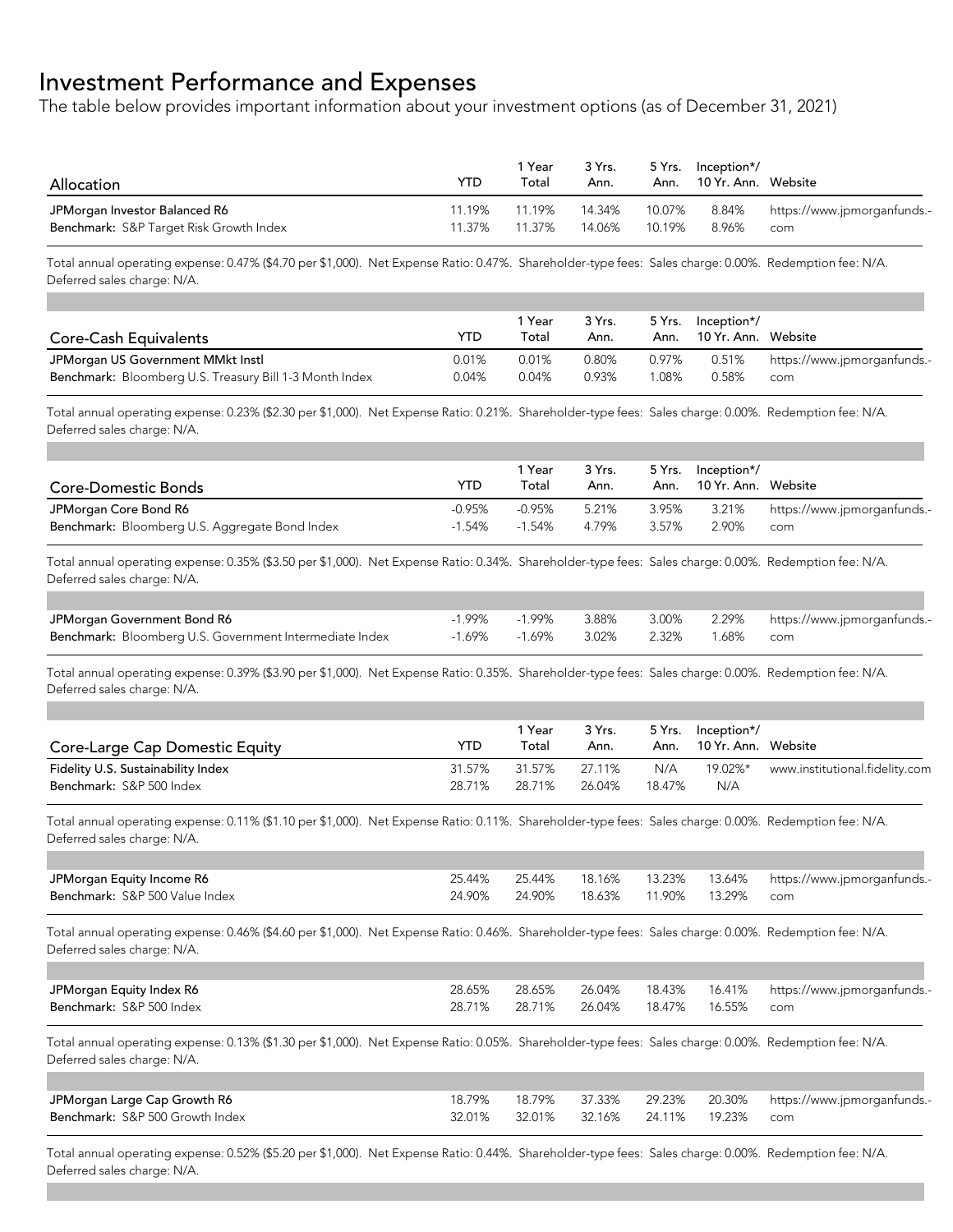# Investment Performance and Expenses

The table below provides important information about your investment options (as of December 31, 2021)

| Allocation | YTD | 1 Year Total | 3 Yrs. Ann. | 5 Yrs. Ann. | Inception*/ 10 Yr. Ann. | Website |
|---|---|---|---|---|---|---|
| JPMorgan Investor Balanced R6 | 11.19% | 11.19% | 14.34% | 10.07% | 8.84% | https://www.jpmorganfunds.-com |
| **Benchmark:** S&P Target Risk Growth Index | 11.37% | 11.37% | 14.06% | 10.19% | 8.96% | |

Total annual operating expense: 0.47% ($4.70 per $1,000). Net Expense Ratio: 0.47%. Shareholder-type fees: Sales charge: 0.00%. Redemption fee: N/A. Deferred sales charge: N/A.

| Core-Cash Equivalents | YTD | 1 Year Total | 3 Yrs. Ann. | 5 Yrs. Ann. | Inception*/ 10 Yr. Ann. | Website |
|---|---|---|---|---|---|---|
| JPMorgan US Government MMkt Instl | 0.01% | 0.01% | 0.80% | 0.97% | 0.51% | https://www.jpmorganfunds.-com |
| **Benchmark:** Bloomberg U.S. Treasury Bill 1-3 Month Index | 0.04% | 0.04% | 0.93% | 1.08% | 0.58% | |

Total annual operating expense: 0.23% ($2.30 per $1,000). Net Expense Ratio: 0.21%. Shareholder-type fees: Sales charge: 0.00%. Redemption fee: N/A. Deferred sales charge: N/A.

| Core-Domestic Bonds | YTD | 1 Year Total | 3 Yrs. Ann. | 5 Yrs. Ann. | Inception*/ 10 Yr. Ann. | Website |
|---|---|---|---|---|---|---|
| JPMorgan Core Bond R6 | -0.95% | -0.95% | 5.21% | 3.95% | 3.21% | https://www.jpmorganfunds.-com |
| **Benchmark:** Bloomberg U.S. Aggregate Bond Index | -1.54% | -1.54% | 4.79% | 3.57% | 2.90% | |

Total annual operating expense: 0.35% ($3.50 per $1,000). Net Expense Ratio: 0.34%. Shareholder-type fees: Sales charge: 0.00%. Redemption fee: N/A. Deferred sales charge: N/A.

| | YTD | 1 Year Total | 3 Yrs. Ann. | 5 Yrs. Ann. | Inception*/ 10 Yr. Ann. | Website |
|---|---|---|---|---|---|---|
| JPMorgan Government Bond R6 | -1.99% | -1.99% | 3.88% | 3.00% | 2.29% | https://www.jpmorganfunds.-com |
| **Benchmark:** Bloomberg U.S. Government Intermediate Index | -1.69% | -1.69% | 3.02% | 2.32% | 1.68% | |

Total annual operating expense: 0.39% ($3.90 per $1,000). Net Expense Ratio: 0.35%. Shareholder-type fees: Sales charge: 0.00%. Redemption fee: N/A. Deferred sales charge: N/A.

| Core-Large Cap Domestic Equity | YTD | 1 Year Total | 3 Yrs. Ann. | 5 Yrs. Ann. | Inception*/ 10 Yr. Ann. | Website |
|---|---|---|---|---|---|---|
| Fidelity U.S. Sustainability Index | 31.57% | 31.57% | 27.11% | N/A | 19.02%* | www.institutional.fidelity.com |
| **Benchmark:** S&P 500 Index | 28.71% | 28.71% | 26.04% | 18.47% | N/A | |

Total annual operating expense: 0.11% ($1.10 per $1,000). Net Expense Ratio: 0.11%. Shareholder-type fees: Sales charge: 0.00%. Redemption fee: N/A. Deferred sales charge: N/A.

| | YTD | 1 Year Total | 3 Yrs. Ann. | 5 Yrs. Ann. | Inception*/ 10 Yr. Ann. | Website |
|---|---|---|---|---|---|---|
| JPMorgan Equity Income R6 | 25.44% | 25.44% | 18.16% | 13.23% | 13.64% | https://www.jpmorganfunds.-com |
| **Benchmark:** S&P 500 Value Index | 24.90% | 24.90% | 18.63% | 11.90% | 13.29% | |

Total annual operating expense: 0.46% ($4.60 per $1,000). Net Expense Ratio: 0.46%. Shareholder-type fees: Sales charge: 0.00%. Redemption fee: N/A. Deferred sales charge: N/A.

| | YTD | 1 Year Total | 3 Yrs. Ann. | 5 Yrs. Ann. | Inception*/ 10 Yr. Ann. | Website |
|---|---|---|---|---|---|---|
| JPMorgan Equity Index R6 | 28.65% | 28.65% | 26.04% | 18.43% | 16.41% | https://www.jpmorganfunds.-com |
| **Benchmark:** S&P 500 Index | 28.71% | 28.71% | 26.04% | 18.47% | 16.55% | |

Total annual operating expense: 0.13% ($1.30 per $1,000). Net Expense Ratio: 0.05%. Shareholder-type fees: Sales charge: 0.00%. Redemption fee: N/A. Deferred sales charge: N/A.

| | YTD | 1 Year Total | 3 Yrs. Ann. | 5 Yrs. Ann. | Inception*/ 10 Yr. Ann. | Website |
|---|---|---|---|---|---|---|
| JPMorgan Large Cap Growth R6 | 18.79% | 18.79% | 37.33% | 29.23% | 20.30% | https://www.jpmorganfunds.-com |
| **Benchmark:** S&P 500 Growth Index | 32.01% | 32.01% | 32.16% | 24.11% | 19.23% | |

Total annual operating expense: 0.52% ($5.20 per $1,000). Net Expense Ratio: 0.44%. Shareholder-type fees: Sales charge: 0.00%. Redemption fee: N/A. Deferred sales charge: N/A.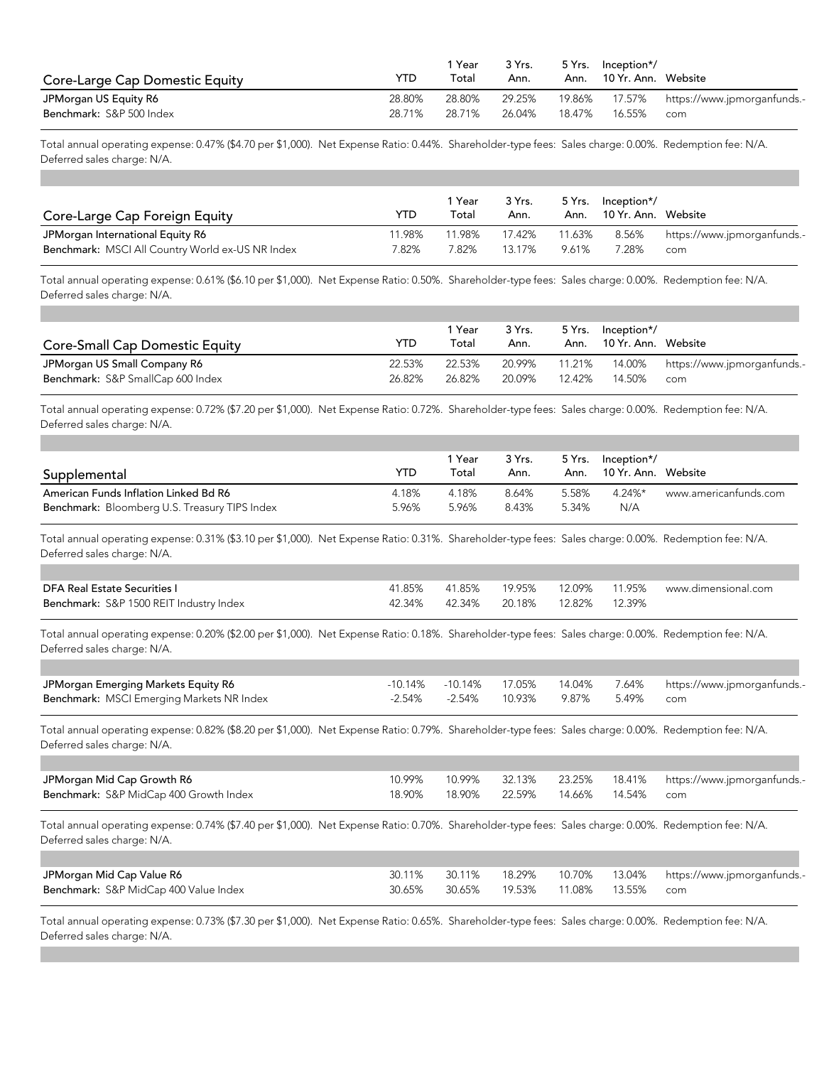| Core-Large Cap Domestic Equity | YTD | 1 Year Total | 3 Yrs. Ann. | 5 Yrs. Ann. | Inception*/ 10 Yr. Ann. | Website |
|---|---|---|---|---|---|---|
| JPMorgan US Equity R6 | 28.80% | 28.80% | 29.25% | 19.86% | 17.57% | https://www.jpmorganfunds.-com |
| **Benchmark:** S&P 500 Index | 28.71% | 28.71% | 26.04% | 18.47% | 16.55% | |

Total annual operating expense: 0.47% ($4.70 per $1,000). Net Expense Ratio: 0.44%. Shareholder-type fees: Sales charge: 0.00%. Redemption fee: N/A. Deferred sales charge: N/A.

| Core-Large Cap Foreign Equity | YTD | 1 Year Total | 3 Yrs. Ann. | 5 Yrs. Ann. | Inception*/ 10 Yr. Ann. | Website |
|---|---|---|---|---|---|---|
| JPMorgan International Equity R6 | 11.98% | 11.98% | 17.42% | 11.63% | 8.56% | https://www.jpmorganfunds.-com |
| **Benchmark:** MSCI All Country World ex-US NR Index | 7.82% | 7.82% | 13.17% | 9.61% | 7.28% | |

Total annual operating expense: 0.61% ($6.10 per $1,000). Net Expense Ratio: 0.50%. Shareholder-type fees: Sales charge: 0.00%. Redemption fee: N/A. Deferred sales charge: N/A.

| Core-Small Cap Domestic Equity | YTD | 1 Year Total | 3 Yrs. Ann. | 5 Yrs. Ann. | Inception*/ 10 Yr. Ann. | Website |
|---|---|---|---|---|---|---|
| JPMorgan US Small Company R6 | 22.53% | 22.53% | 20.99% | 11.21% | 14.00% | https://www.jpmorganfunds.-com |
| **Benchmark:** S&P SmallCap 600 Index | 26.82% | 26.82% | 20.09% | 12.42% | 14.50% | |

Total annual operating expense: 0.72% ($7.20 per $1,000). Net Expense Ratio: 0.72%. Shareholder-type fees: Sales charge: 0.00%. Redemption fee: N/A. Deferred sales charge: N/A.

| Supplemental | YTD | 1 Year Total | 3 Yrs. Ann. | 5 Yrs. Ann. | Inception*/ 10 Yr. Ann. | Website |
|---|---|---|---|---|---|---|
| American Funds Inflation Linked Bd R6 | 4.18% | 4.18% | 8.64% | 5.58% | 4.24%* | www.americanfunds.com |
| **Benchmark:** Bloomberg U.S. Treasury TIPS Index | 5.96% | 5.96% | 8.43% | 5.34% | N/A | |

Total annual operating expense: 0.31% ($3.10 per $1,000). Net Expense Ratio: 0.31%. Shareholder-type fees: Sales charge: 0.00%. Redemption fee: N/A. Deferred sales charge: N/A.

| | | | | | | |
|---|---|---|---|---|---|---|
| DFA Real Estate Securities I | 41.85% | 41.85% | 19.95% | 12.09% | 11.95% | www.dimensional.com |
| **Benchmark:** S&P 1500 REIT Industry Index | 42.34% | 42.34% | 20.18% | 12.82% | 12.39% | |

Total annual operating expense: 0.20% ($2.00 per $1,000). Net Expense Ratio: 0.18%. Shareholder-type fees: Sales charge: 0.00%. Redemption fee: N/A. Deferred sales charge: N/A.

| | | | | | | |
|---|---|---|---|---|---|---|
| JPMorgan Emerging Markets Equity R6 | -10.14% | -10.14% | 17.05% | 14.04% | 7.64% | https://www.jpmorganfunds.-com |
| **Benchmark:** MSCI Emerging Markets NR Index | -2.54% | -2.54% | 10.93% | 9.87% | 5.49% | |

Total annual operating expense: 0.82% ($8.20 per $1,000). Net Expense Ratio: 0.79%. Shareholder-type fees: Sales charge: 0.00%. Redemption fee: N/A. Deferred sales charge: N/A.

| | | | | | | |
|---|---|---|---|---|---|---|
| JPMorgan Mid Cap Growth R6 | 10.99% | 10.99% | 32.13% | 23.25% | 18.41% | https://www.jpmorganfunds.-com |
| **Benchmark:** S&P MidCap 400 Growth Index | 18.90% | 18.90% | 22.59% | 14.66% | 14.54% | |

Total annual operating expense: 0.74% ($7.40 per $1,000). Net Expense Ratio: 0.70%. Shareholder-type fees: Sales charge: 0.00%. Redemption fee: N/A. Deferred sales charge: N/A.

| | | | | | | |
|---|---|---|---|---|---|---|
| JPMorgan Mid Cap Value R6 | 30.11% | 30.11% | 18.29% | 10.70% | 13.04% | https://www.jpmorganfunds.-com |
| **Benchmark:** S&P MidCap 400 Value Index | 30.65% | 30.65% | 19.53% | 11.08% | 13.55% | |

Total annual operating expense: 0.73% ($7.30 per $1,000). Net Expense Ratio: 0.65%. Shareholder-type fees: Sales charge: 0.00%. Redemption fee: N/A. Deferred sales charge: N/A.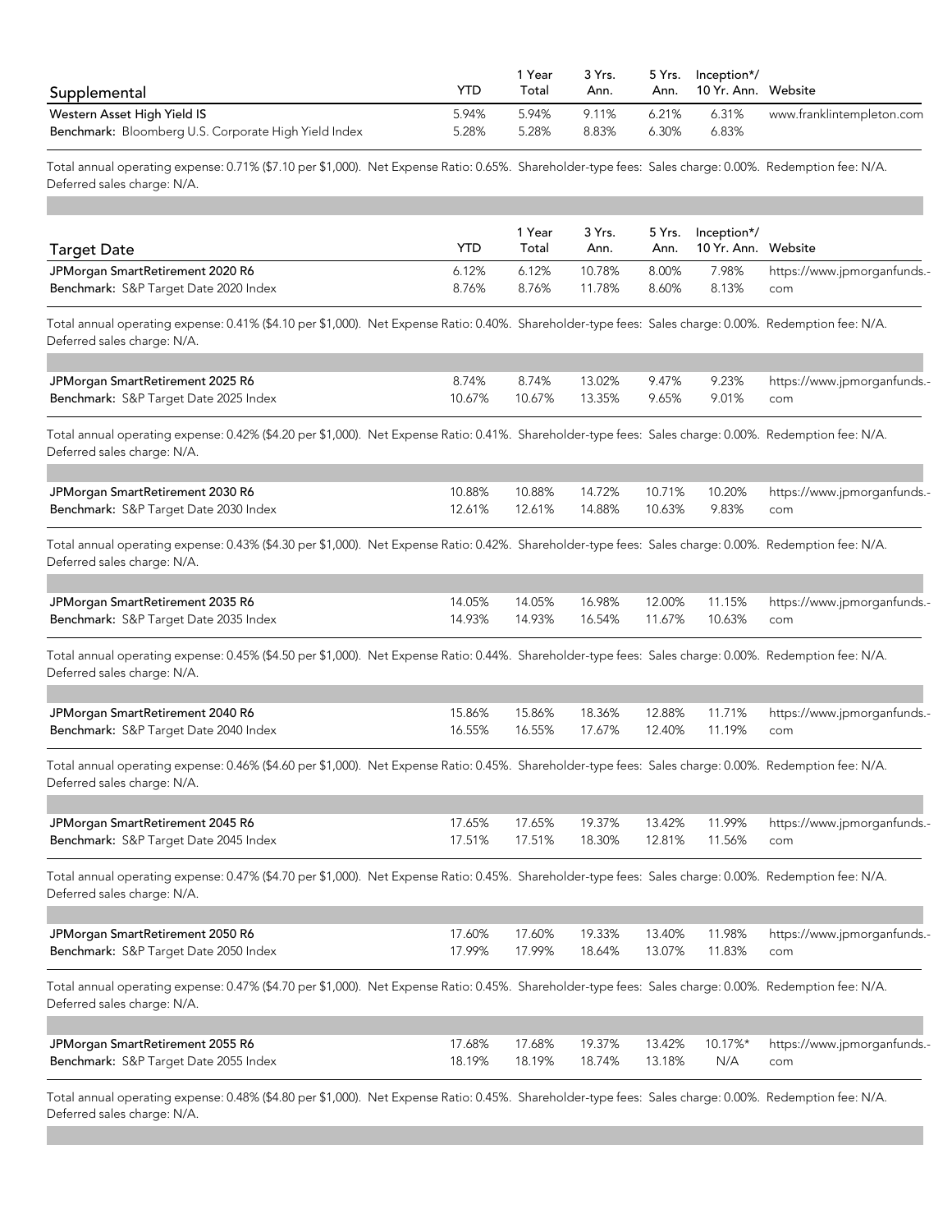| Supplemental | YTD | 1 Year Total | 3 Yrs. Ann. | 5 Yrs. Ann. | Inception*/ 10 Yr. Ann. | Website |
|---|---|---|---|---|---|---|
| Western Asset High Yield IS | 5.94% | 5.94% | 9.11% | 6.21% | 6.31% | www.franklintempleton.com |
| **Benchmark:** Bloomberg U.S. Corporate High Yield Index | 5.28% | 5.28% | 8.83% | 6.30% | 6.83% | |

Total annual operating expense: 0.71% ($7.10 per $1,000). Net Expense Ratio: 0.65%. Shareholder-type fees: Sales charge: 0.00%. Redemption fee: N/A. Deferred sales charge: N/A.

| Target Date | YTD | 1 Year Total | 3 Yrs. Ann. | 5 Yrs. Ann. | Inception*/ 10 Yr. Ann. | Website |
|---|---|---|---|---|---|---|
| JPMorgan SmartRetirement 2020 R6 | 6.12% | 6.12% | 10.78% | 8.00% | 7.98% | https://www.jpmorganfunds.com |
| **Benchmark:** S&P Target Date 2020 Index | 8.76% | 8.76% | 11.78% | 8.60% | 8.13% | |

Total annual operating expense: 0.41% ($4.10 per $1,000). Net Expense Ratio: 0.40%. Shareholder-type fees: Sales charge: 0.00%. Redemption fee: N/A. Deferred sales charge: N/A.

| Target Date | YTD | 1 Year Total | 3 Yrs. Ann. | 5 Yrs. Ann. | Inception*/ 10 Yr. Ann. | Website |
|---|---|---|---|---|---|---|
| JPMorgan SmartRetirement 2025 R6 | 8.74% | 8.74% | 13.02% | 9.47% | 9.23% | https://www.jpmorganfunds.com |
| **Benchmark:** S&P Target Date 2025 Index | 10.67% | 10.67% | 13.35% | 9.65% | 9.01% | |

Total annual operating expense: 0.42% ($4.20 per $1,000). Net Expense Ratio: 0.41%. Shareholder-type fees: Sales charge: 0.00%. Redemption fee: N/A. Deferred sales charge: N/A.

| Target Date | YTD | 1 Year Total | 3 Yrs. Ann. | 5 Yrs. Ann. | Inception*/ 10 Yr. Ann. | Website |
|---|---|---|---|---|---|---|
| JPMorgan SmartRetirement 2030 R6 | 10.88% | 10.88% | 14.72% | 10.71% | 10.20% | https://www.jpmorganfunds.com |
| **Benchmark:** S&P Target Date 2030 Index | 12.61% | 12.61% | 14.88% | 10.63% | 9.83% | |

Total annual operating expense: 0.43% ($4.30 per $1,000). Net Expense Ratio: 0.42%. Shareholder-type fees: Sales charge: 0.00%. Redemption fee: N/A. Deferred sales charge: N/A.

| Target Date | YTD | 1 Year Total | 3 Yrs. Ann. | 5 Yrs. Ann. | Inception*/ 10 Yr. Ann. | Website |
|---|---|---|---|---|---|---|
| JPMorgan SmartRetirement 2035 R6 | 14.05% | 14.05% | 16.98% | 12.00% | 11.15% | https://www.jpmorganfunds.com |
| **Benchmark:** S&P Target Date 2035 Index | 14.93% | 14.93% | 16.54% | 11.67% | 10.63% | |

Total annual operating expense: 0.45% ($4.50 per $1,000). Net Expense Ratio: 0.44%. Shareholder-type fees: Sales charge: 0.00%. Redemption fee: N/A. Deferred sales charge: N/A.

| Target Date | YTD | 1 Year Total | 3 Yrs. Ann. | 5 Yrs. Ann. | Inception*/ 10 Yr. Ann. | Website |
|---|---|---|---|---|---|---|
| JPMorgan SmartRetirement 2040 R6 | 15.86% | 15.86% | 18.36% | 12.88% | 11.71% | https://www.jpmorganfunds.com |
| **Benchmark:** S&P Target Date 2040 Index | 16.55% | 16.55% | 17.67% | 12.40% | 11.19% | |

Total annual operating expense: 0.46% ($4.60 per $1,000). Net Expense Ratio: 0.45%. Shareholder-type fees: Sales charge: 0.00%. Redemption fee: N/A. Deferred sales charge: N/A.

| Target Date | YTD | 1 Year Total | 3 Yrs. Ann. | 5 Yrs. Ann. | Inception*/ 10 Yr. Ann. | Website |
|---|---|---|---|---|---|---|
| JPMorgan SmartRetirement 2045 R6 | 17.65% | 17.65% | 19.37% | 13.42% | 11.99% | https://www.jpmorganfunds.com |
| **Benchmark:** S&P Target Date 2045 Index | 17.51% | 17.51% | 18.30% | 12.81% | 11.56% | |

Total annual operating expense: 0.47% ($4.70 per $1,000). Net Expense Ratio: 0.45%. Shareholder-type fees: Sales charge: 0.00%. Redemption fee: N/A. Deferred sales charge: N/A.

| Target Date | YTD | 1 Year Total | 3 Yrs. Ann. | 5 Yrs. Ann. | Inception*/ 10 Yr. Ann. | Website |
|---|---|---|---|---|---|---|
| JPMorgan SmartRetirement 2050 R6 | 17.60% | 17.60% | 19.33% | 13.40% | 11.98% | https://www.jpmorganfunds.com |
| **Benchmark:** S&P Target Date 2050 Index | 17.99% | 17.99% | 18.64% | 13.07% | 11.83% | |

Total annual operating expense: 0.47% ($4.70 per $1,000). Net Expense Ratio: 0.45%. Shareholder-type fees: Sales charge: 0.00%. Redemption fee: N/A. Deferred sales charge: N/A.

| Target Date | YTD | 1 Year Total | 3 Yrs. Ann. | 5 Yrs. Ann. | Inception*/ 10 Yr. Ann. | Website |
|---|---|---|---|---|---|---|
| JPMorgan SmartRetirement 2055 R6 | 17.68% | 17.68% | 19.37% | 13.42% | 10.17%* | https://www.jpmorganfunds.com |
| **Benchmark:** S&P Target Date 2055 Index | 18.19% | 18.19% | 18.74% | 13.18% | N/A | |

Total annual operating expense: 0.48% ($4.80 per $1,000). Net Expense Ratio: 0.45%. Shareholder-type fees: Sales charge: 0.00%. Redemption fee: N/A. Deferred sales charge: N/A.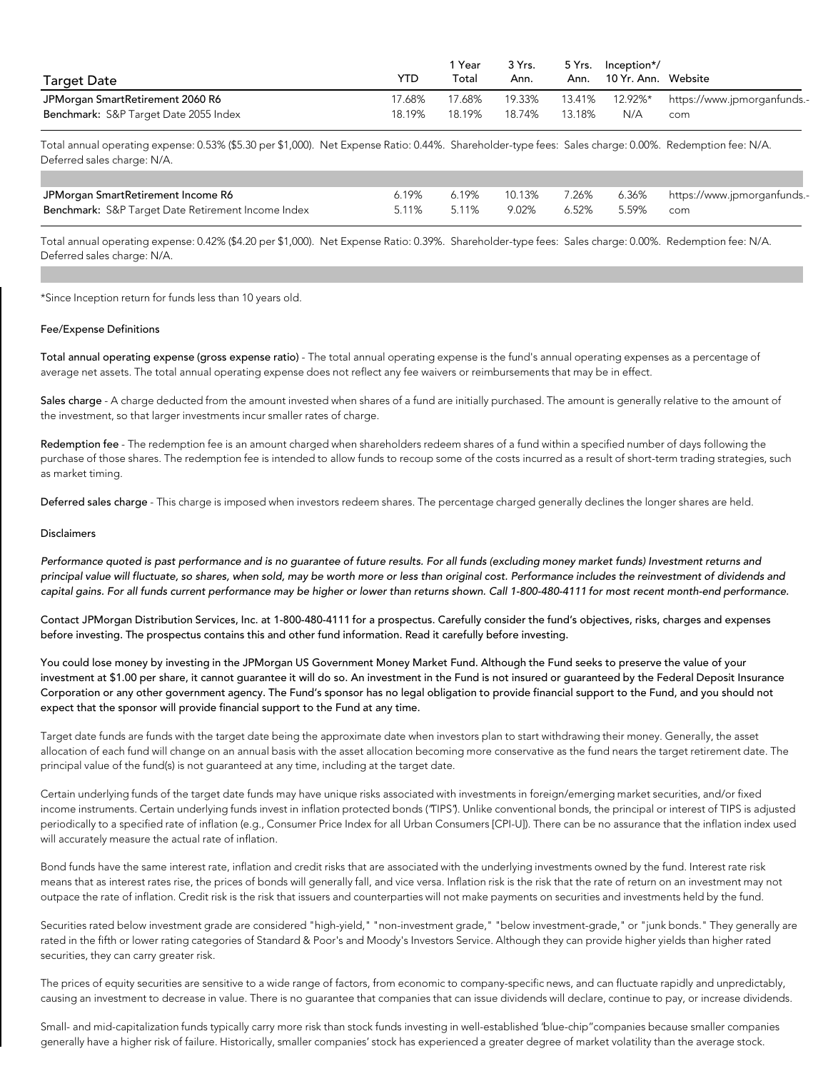| Target Date | YTD | 1 Year Total | 3 Yrs. Ann. | 5 Yrs. Ann. | Inception*/ 10 Yr. Ann. | Website |
|---|---|---|---|---|---|---|
| JPMorgan SmartRetirement 2060 R6 | 17.68% | 17.68% | 19.33% | 13.41% | 12.92%* | https://www.jpmorganfunds.com |
| **Benchmark:** S&P Target Date 2055 Index | 18.19% | 18.19% | 18.74% | 13.18% | N/A | |

Total annual operating expense: 0.53% ($5.30 per $1,000). Net Expense Ratio: 0.44%. Shareholder-type fees: Sales charge: 0.00%. Redemption fee: N/A. Deferred sales charge: N/A.

| Target Date | YTD | 1 Year Total | 3 Yrs. Ann. | 5 Yrs. Ann. | Inception*/ 10 Yr. Ann. | Website |
|---|---|---|---|---|---|---|
| JPMorgan SmartRetirement Income R6 | 6.19% | 6.19% | 10.13% | 7.26% | 6.36% | https://www.jpmorganfunds.com |
| **Benchmark:** S&P Target Date Retirement Income Index | 5.11% | 5.11% | 9.02% | 6.52% | 5.59% | |

Total annual operating expense: 0.42% ($4.20 per $1,000). Net Expense Ratio: 0.39%. Shareholder-type fees: Sales charge: 0.00%. Redemption fee: N/A. Deferred sales charge: N/A.

*Since Inception return for funds less than 10 years old.

Fee/Expense Definitions

**Total annual operating expense (gross expense ratio)** - The total annual operating expense is the fund's annual operating expenses as a percentage of average net assets. The total annual operating expense does not reflect any fee waivers or reimbursements that may be in effect.

**Sales charge** - A charge deducted from the amount invested when shares of a fund are initially purchased. The amount is generally relative to the amount of the investment, so that larger investments incur smaller rates of charge.

**Redemption fee** - The redemption fee is an amount charged when shareholders redeem shares of a fund within a specified number of days following the purchase of those shares. The redemption fee is intended to allow funds to recoup some of the costs incurred as a result of short-term trading strategies, such as market timing.

**Deferred sales charge** - This charge is imposed when investors redeem shares. The percentage charged generally declines the longer shares are held.

Disclaimers

*Performance quoted is past performance and is no guarantee of future results. For all funds (excluding money market funds) Investment returns and principal value will fluctuate, so shares, when sold, may be worth more or less than original cost. Performance includes the reinvestment of dividends and capital gains. For all funds current performance may be higher or lower than returns shown. Call 1-800-480-4111 for most recent month-end performance.*

Contact JPMorgan Distribution Services, Inc. at 1-800-480-4111 for a prospectus. Carefully consider the fund's objectives, risks, charges and expenses before investing. The prospectus contains this and other fund information. Read it carefully before investing.

You could lose money by investing in the JPMorgan US Government Money Market Fund. Although the Fund seeks to preserve the value of your investment at $1.00 per share, it cannot guarantee it will do so. An investment in the Fund is not insured or guaranteed by the Federal Deposit Insurance Corporation or any other government agency. The Fund's sponsor has no legal obligation to provide financial support to the Fund, and you should not expect that the sponsor will provide financial support to the Fund at any time.

Target date funds are funds with the target date being the approximate date when investors plan to start withdrawing their money. Generally, the asset allocation of each fund will change on an annual basis with the asset allocation becoming more conservative as the fund nears the target retirement date. The principal value of the fund(s) is not guaranteed at any time, including at the target date.

Certain underlying funds of the target date funds may have unique risks associated with investments in foreign/emerging market securities, and/or fixed income instruments. Certain underlying funds invest in inflation protected bonds ("TIPS"). Unlike conventional bonds, the principal or interest of TIPS is adjusted periodically to a specified rate of inflation (e.g., Consumer Price Index for all Urban Consumers [CPI-U]). There can be no assurance that the inflation index used will accurately measure the actual rate of inflation.

Bond funds have the same interest rate, inflation and credit risks that are associated with the underlying investments owned by the fund. Interest rate risk means that as interest rates rise, the prices of bonds will generally fall, and vice versa. Inflation risk is the risk that the rate of return on an investment may not outpace the rate of inflation. Credit risk is the risk that issuers and counterparties will not make payments on securities and investments held by the fund.

Securities rated below investment grade are considered "high-yield," "non-investment grade," "below investment-grade," or "junk bonds." They generally are rated in the fifth or lower rating categories of Standard & Poor's and Moody's Investors Service. Although they can provide higher yields than higher rated securities, they can carry greater risk.

The prices of equity securities are sensitive to a wide range of factors, from economic to company-specific news, and can fluctuate rapidly and unpredictably, causing an investment to decrease in value. There is no guarantee that companies that can issue dividends will declare, continue to pay, or increase dividends.

Small- and mid-capitalization funds typically carry more risk than stock funds investing in well-established "blue-chip" companies because smaller companies generally have a higher risk of failure. Historically, smaller companies' stock has experienced a greater degree of market volatility than the average stock.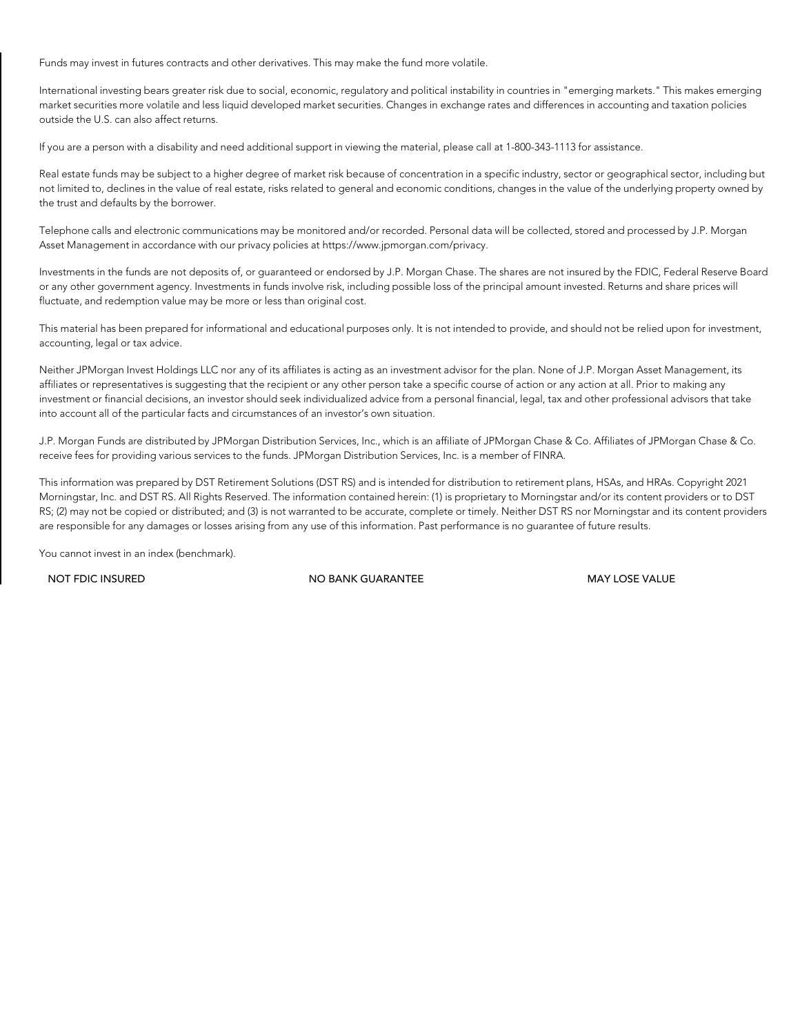Funds may invest in futures contracts and other derivatives. This may make the fund more volatile.

International investing bears greater risk due to social, economic, regulatory and political instability in countries in "emerging markets." This makes emerging market securities more volatile and less liquid developed market securities. Changes in exchange rates and differences in accounting and taxation policies outside the U.S. can also affect returns.

If you are a person with a disability and need additional support in viewing the material, please call at 1-800-343-1113 for assistance.

Real estate funds may be subject to a higher degree of market risk because of concentration in a specific industry, sector or geographical sector, including but not limited to, declines in the value of real estate, risks related to general and economic conditions, changes in the value of the underlying property owned by the trust and defaults by the borrower.

Telephone calls and electronic communications may be monitored and/or recorded. Personal data will be collected, stored and processed by J.P. Morgan Asset Management in accordance with our privacy policies at https://www.jpmorgan.com/privacy.

Investments in the funds are not deposits of, or guaranteed or endorsed by J.P. Morgan Chase. The shares are not insured by the FDIC, Federal Reserve Board or any other government agency. Investments in funds involve risk, including possible loss of the principal amount invested. Returns and share prices will fluctuate, and redemption value may be more or less than original cost.

This material has been prepared for informational and educational purposes only. It is not intended to provide, and should not be relied upon for investment, accounting, legal or tax advice.

Neither JPMorgan Invest Holdings LLC nor any of its affiliates is acting as an investment advisor for the plan. None of J.P. Morgan Asset Management, its affiliates or representatives is suggesting that the recipient or any other person take a specific course of action or any action at all. Prior to making any investment or financial decisions, an investor should seek individualized advice from a personal financial, legal, tax and other professional advisors that take into account all of the particular facts and circumstances of an investor's own situation.

J.P. Morgan Funds are distributed by JPMorgan Distribution Services, Inc., which is an affiliate of JPMorgan Chase & Co. Affiliates of JPMorgan Chase & Co. receive fees for providing various services to the funds. JPMorgan Distribution Services, Inc. is a member of FINRA.

This information was prepared by DST Retirement Solutions (DST RS) and is intended for distribution to retirement plans, HSAs, and HRAs. Copyright 2021 Morningstar, Inc. and DST RS. All Rights Reserved. The information contained herein: (1) is proprietary to Morningstar and/or its content providers or to DST RS; (2) may not be copied or distributed; and (3) is not warranted to be accurate, complete or timely. Neither DST RS nor Morningstar and its content providers are responsible for any damages or losses arising from any use of this information. Past performance is no guarantee of future results.

You cannot invest in an index (benchmark).

NOT FDIC INSURED NO BANK GUARANTEE MAY LOSE VALUE